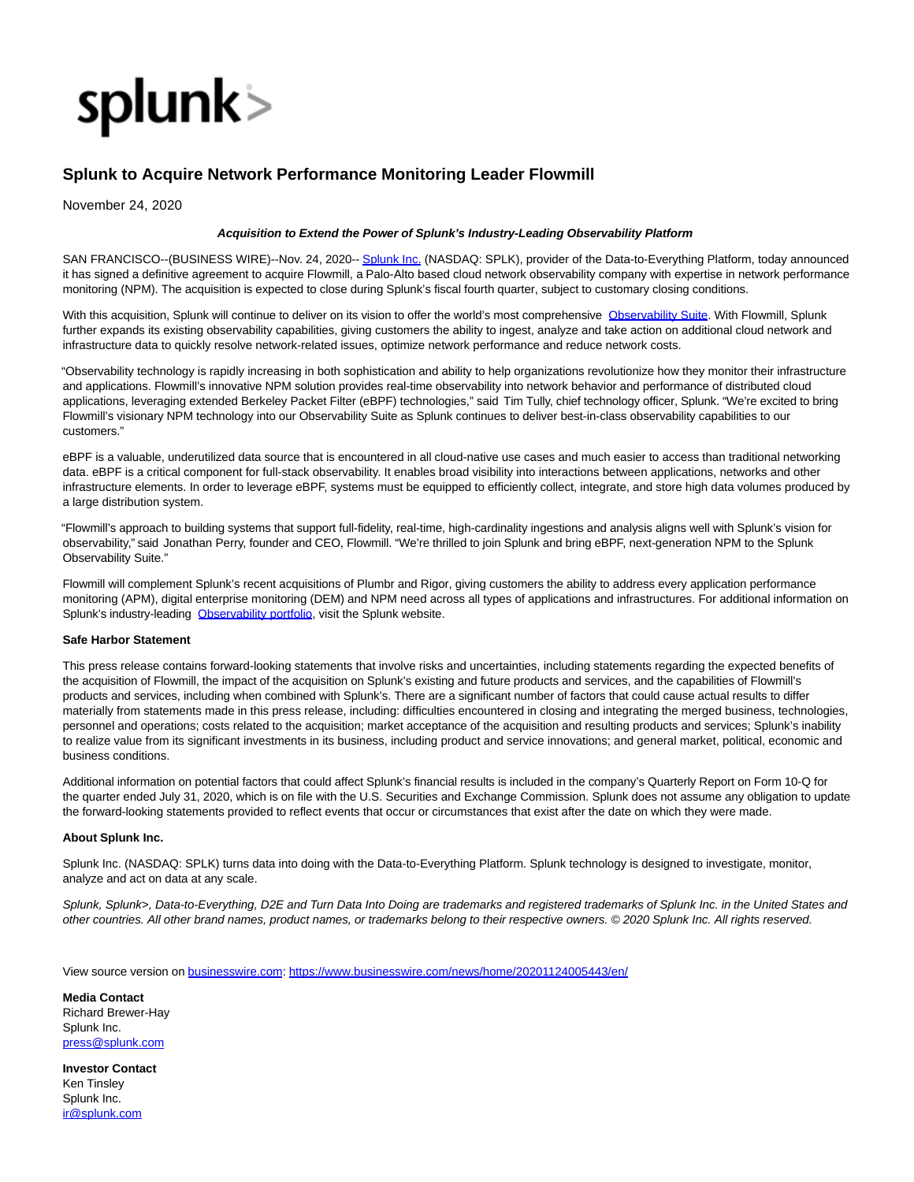splunk>

# Splunk to Acquire Network Performance Monitoring Leader Flowmill

November 24, 2020

***Acquisition to Extend the Power of Splunk's Industry-Leading Observability Platform***

SAN FRANCISCO--(BUSINESS WIRE)--Nov. 24, 2020-- Splunk Inc. (NASDAQ: SPLK), provider of the Data-to-Everything Platform, today announced it has signed a definitive agreement to acquire Flowmill, a Palo-Alto based cloud network observability company with expertise in network performance monitoring (NPM). The acquisition is expected to close during Splunk's fiscal fourth quarter, subject to customary closing conditions.

With this acquisition, Splunk will continue to deliver on its vision to offer the world's most comprehensive Observability Suite. With Flowmill, Splunk further expands its existing observability capabilities, giving customers the ability to ingest, analyze and take action on additional cloud network and infrastructure data to quickly resolve network-related issues, optimize network performance and reduce network costs.

"Observability technology is rapidly increasing in both sophistication and ability to help organizations revolutionize how they monitor their infrastructure and applications. Flowmill's innovative NPM solution provides real-time observability into network behavior and performance of distributed cloud applications, leveraging extended Berkeley Packet Filter (eBPF) technologies," said Tim Tully, chief technology officer, Splunk. "We're excited to bring Flowmill's visionary NPM technology into our Observability Suite as Splunk continues to deliver best-in-class observability capabilities to our customers."

eBPF is a valuable, underutilized data source that is encountered in all cloud-native use cases and much easier to access than traditional networking data. eBPF is a critical component for full-stack observability. It enables broad visibility into interactions between applications, networks and other infrastructure elements. In order to leverage eBPF, systems must be equipped to efficiently collect, integrate, and store high data volumes produced by a large distribution system.

"Flowmill's approach to building systems that support full-fidelity, real-time, high-cardinality ingestions and analysis aligns well with Splunk's vision for observability," said Jonathan Perry, founder and CEO, Flowmill. "We're thrilled to join Splunk and bring eBPF, next-generation NPM to the Splunk Observability Suite."

Flowmill will complement Splunk's recent acquisitions of Plumbr and Rigor, giving customers the ability to address every application performance monitoring (APM), digital enterprise monitoring (DEM) and NPM need across all types of applications and infrastructures. For additional information on Splunk's industry-leading Observability portfolio, visit the Splunk website.

**Safe Harbor Statement**

This press release contains forward-looking statements that involve risks and uncertainties, including statements regarding the expected benefits of the acquisition of Flowmill, the impact of the acquisition on Splunk's existing and future products and services, and the capabilities of Flowmill's products and services, including when combined with Splunk's. There are a significant number of factors that could cause actual results to differ materially from statements made in this press release, including: difficulties encountered in closing and integrating the merged business, technologies, personnel and operations; costs related to the acquisition; market acceptance of the acquisition and resulting products and services; Splunk's inability to realize value from its significant investments in its business, including product and service innovations; and general market, political, economic and business conditions.

Additional information on potential factors that could affect Splunk's financial results is included in the company's Quarterly Report on Form 10-Q for the quarter ended July 31, 2020, which is on file with the U.S. Securities and Exchange Commission. Splunk does not assume any obligation to update the forward-looking statements provided to reflect events that occur or circumstances that exist after the date on which they were made.

**About Splunk Inc.**

Splunk Inc. (NASDAQ: SPLK) turns data into doing with the Data-to-Everything Platform. Splunk technology is designed to investigate, monitor, analyze and act on data at any scale.

*Splunk, Splunk>, Data-to-Everything, D2E and Turn Data Into Doing are trademarks and registered trademarks of Splunk Inc. in the United States and other countries. All other brand names, product names, or trademarks belong to their respective owners. © 2020 Splunk Inc. All rights reserved.*

View source version on businesswire.com: https://www.businesswire.com/news/home/20201124005443/en/

**Media Contact**
Richard Brewer-Hay
Splunk Inc.
press@splunk.com

**Investor Contact**
Ken Tinsley
Splunk Inc.
ir@splunk.com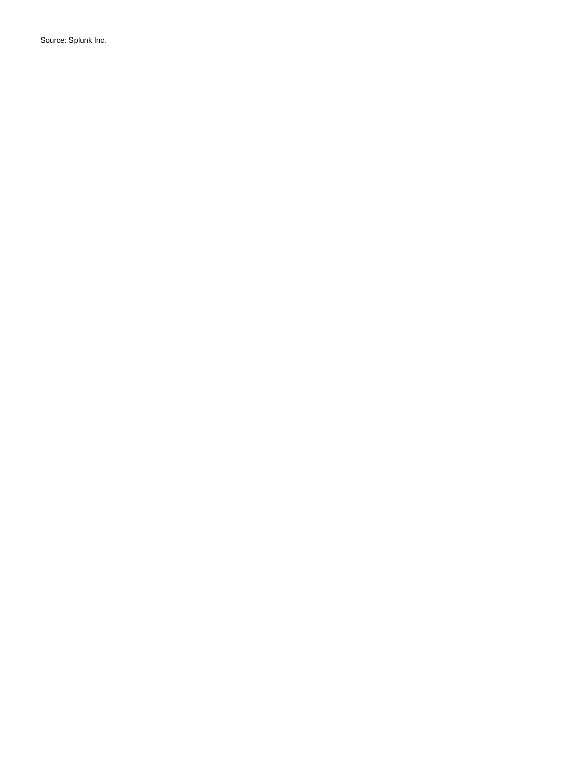Source: Splunk Inc.